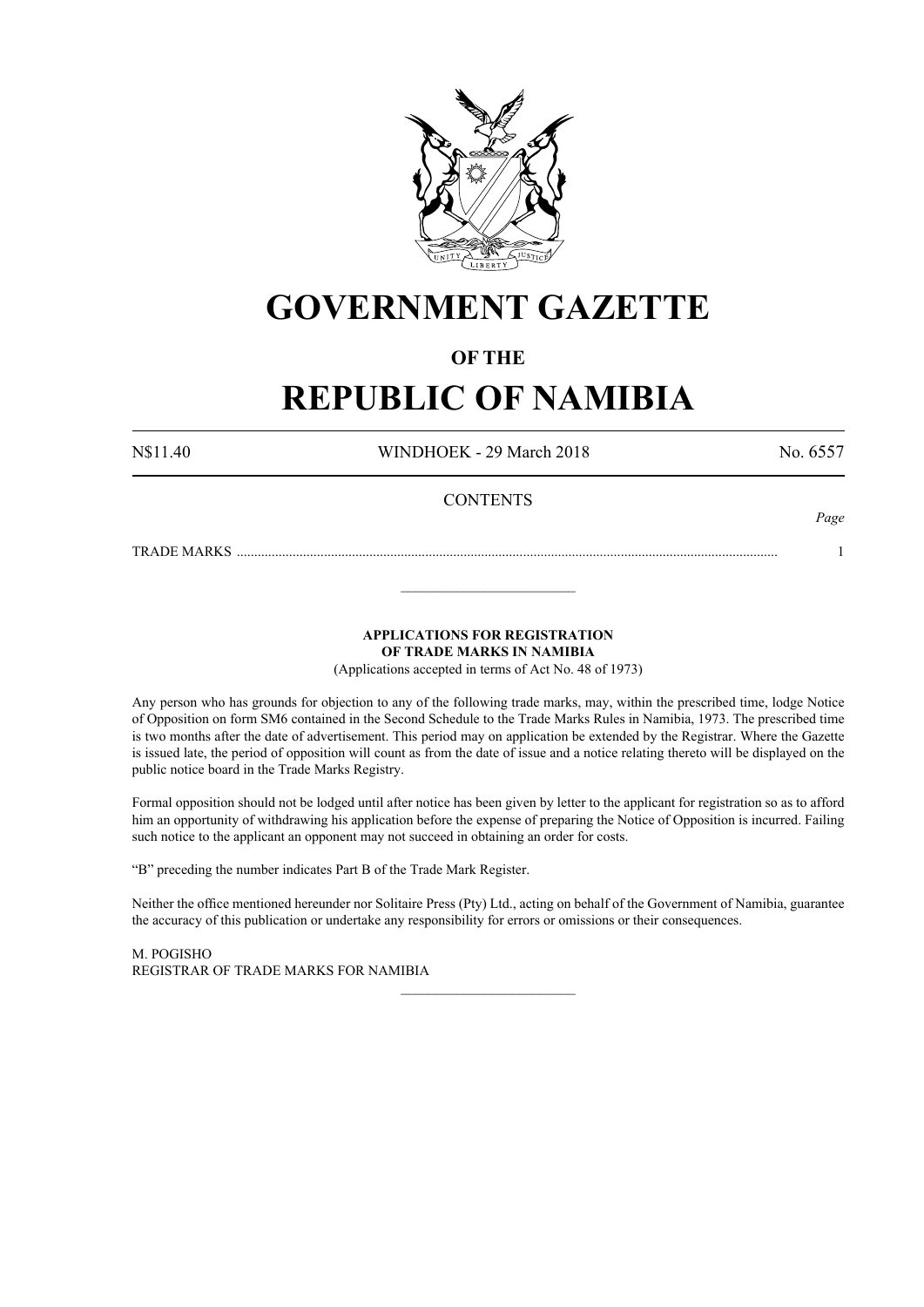# GOVERNMENT GAZETTE

## OF THE

# REPUBLIC OF NAMIBIA

N$11.40 WINDHOEK - 29 March 2018 No. 6557

CONTENTS

*Page*

TRADE MARKS ........................................................................................................................................................... 1

---

**APPLICATIONS FOR REGISTRATION OF TRADE MARKS IN NAMIBIA**

(Applications accepted in terms of Act No. 48 of 1973)

Any person who has grounds for objection to any of the following trade marks, may, within the prescribed time, lodge Notice of Opposition on form SM6 contained in the Second Schedule to the Trade Marks Rules in Namibia, 1973. The prescribed time is two months after the date of advertisement. This period may on application be extended by the Registrar. Where the Gazette is issued late, the period of opposition will count as from the date of issue and a notice relating thereto will be displayed on the public notice board in the Trade Marks Registry.

Formal opposition should not be lodged until after notice has been given by letter to the applicant for registration so as to afford him an opportunity of withdrawing his application before the expense of preparing the Notice of Opposition is incurred. Failing such notice to the applicant an opponent may not succeed in obtaining an order for costs.

"B" preceding the number indicates Part B of the Trade Mark Register.

Neither the office mentioned hereunder nor Solitaire Press (Pty) Ltd., acting on behalf of the Government of Namibia, guarantee the accuracy of this publication or undertake any responsibility for errors or omissions or their consequences.

M. POGISHO
REGISTRAR OF TRADE MARKS FOR NAMIBIA

---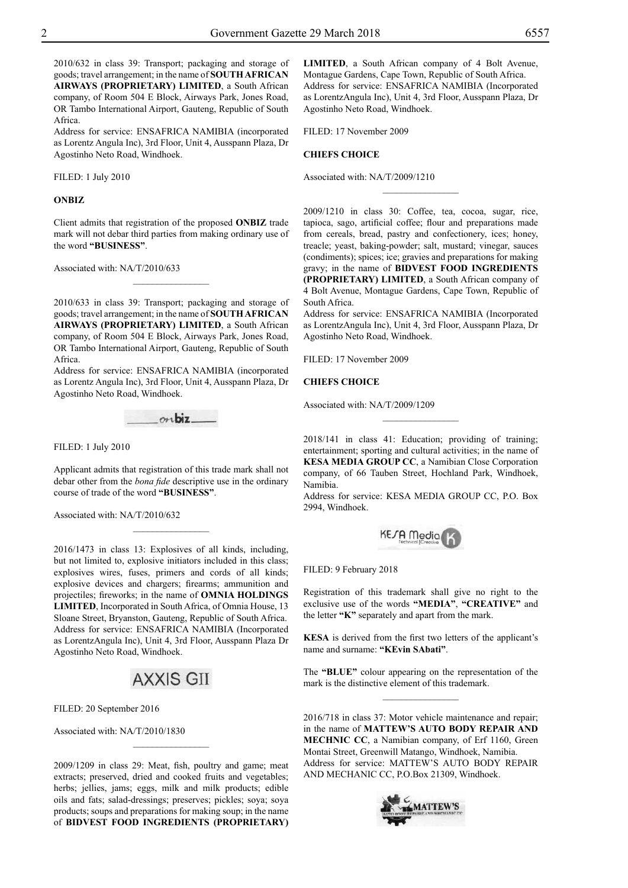2010/632 in class 39: Transport; packaging and storage of goods; travel arrangement; in the name of **SOUTH AFRICAN AIRWAYS (PROPRIETARY) LIMITED**, a South African company, of Room 504 E Block, Airways Park, Jones Road, OR Tambo International Airport, Gauteng, Republic of South Africa.
Address for service: ENSAFRICA NAMIBIA (incorporated as Lorentz Angula Inc), 3rd Floor, Unit 4, Ausspann Plaza, Dr Agostinho Neto Road, Windhoek.

FILED: 1 July 2010

**ONBIZ**

Client admits that registration of the proposed **ONBIZ** trade mark will not debar third parties from making ordinary use of the word **"BUSINESS"**.

Associated with: NA/T/2010/633

---

2010/633 in class 39: Transport; packaging and storage of goods; travel arrangement; in the name of **SOUTH AFRICAN AIRWAYS (PROPRIETARY) LIMITED**, a South African company, of Room 504 E Block, Airways Park, Jones Road, OR Tambo International Airport, Gauteng, Republic of South Africa.
Address for service: ENSAFRICA NAMIBIA (incorporated as Lorentz Angula Inc), 3rd Floor, Unit 4, Ausspann Plaza, Dr Agostinho Neto Road, Windhoek.

onbiz

FILED: 1 July 2010

Applicant admits that registration of this trade mark shall not debar other from the *bona fide* descriptive use in the ordinary course of trade of the word **"BUSINESS"**.

Associated with: NA/T/2010/632

---

2016/1473 in class 13: Explosives of all kinds, including, but not limited to, explosive initiators included in this class; explosives wires, fuses, primers and cords of all kinds; explosive devices and chargers; firearms; ammunition and projectiles; fireworks; in the name of **OMNIA HOLDINGS LIMITED**, Incorporated in South Africa, of Omnia House, 13 Sloane Street, Bryanston, Gauteng, Republic of South Africa.
Address for service: ENSAFRICA NAMIBIA (Incorporated as LorentzAngula Inc), Unit 4, 3rd Floor, Ausspann Plaza Dr Agostinho Neto Road, Windhoek.

AXXIS GII

FILED: 20 September 2016

Associated with: NA/T/2010/1830

---

2009/1209 in class 29: Meat, fish, poultry and game; meat extracts; preserved, dried and cooked fruits and vegetables; herbs; jellies, jams; eggs, milk and milk products; edible oils and fats; salad-dressings; preserves; soya; soya products; soups and preparations for making soup; in the name of **BIDVEST FOOD INGREDIENTS (PROPRIETARY) LIMITED**, a South African company of 4 Bolt Avenue, Montague Gardens, Cape Town, Republic of South Africa.
Address for service: ENSAFRICA NAMIBIA (Incorporated as LorentzAngula Inc), Unit 4, 3rd Floor, Ausspann Plaza, Dr Agostinho Neto Road, Windhoek.

FILED: 17 November 2009

**CHIEFS CHOICE**

Associated with: NA/T/2009/1210

---

2009/1210 in class 30: Coffee, tea, cocoa, sugar, rice, tapioca, sago, artificial coffee; flour and preparations made from cereals, bread, pastry and confectionery, ices; honey, treacle; yeast, baking-powder; salt, mustard; vinegar, sauces (condiments); spices; ice; gravies and preparations for making gravy; in the name of **BIDVEST FOOD INGREDIENTS (PROPRIETARY) LIMITED**, a South African company of 4 Bolt Avenue, Montague Gardens, Cape Town, Republic of South Africa.
Address for service: ENSAFRICA NAMIBIA (Incorporated as LorentzAngula Inc), Unit 4, 3rd Floor, Ausspann Plaza, Dr Agostinho Neto Road, Windhoek.

FILED: 17 November 2009

**CHIEFS CHOICE**

Associated with: NA/T/2009/1209

---

2018/141 in class 41: Education; providing of training; entertainment; sporting and cultural activities; in the name of **KESA MEDIA GROUP CC**, a Namibian Close Corporation company, of 66 Tauben Street, Hochland Park, Windhoek, Namibia.
Address for service: KESA MEDIA GROUP CC, P.O. Box 2994, Windhoek.

KESA Media Technical | Creative K

FILED: 9 February 2018

Registration of this trademark shall give no right to the exclusive use of the words **"MEDIA"**, **"CREATIVE"** and the letter **"K"** separately and apart from the mark.

**KESA** is derived from the first two letters of the applicant's name and surname: **"KEvin SAbati"**.

The **"BLUE"** colour appearing on the representation of the mark is the distinctive element of this trademark.

---

2016/718 in class 37: Motor vehicle maintenance and repair; in the name of **MATTEW'S AUTO BODY REPAIR AND MECHNIC CC**, a Namibian company, of Erf 1160, Green Montai Street, Greenwill Matango, Windhoek, Namibia.
Address for service: MATTEW'S AUTO BODY REPAIR AND MECHANIC CC, P.O.Box 21309, Windhoek.

MATTEW'S AUTO BODY REPAIR AND MECHANIC CC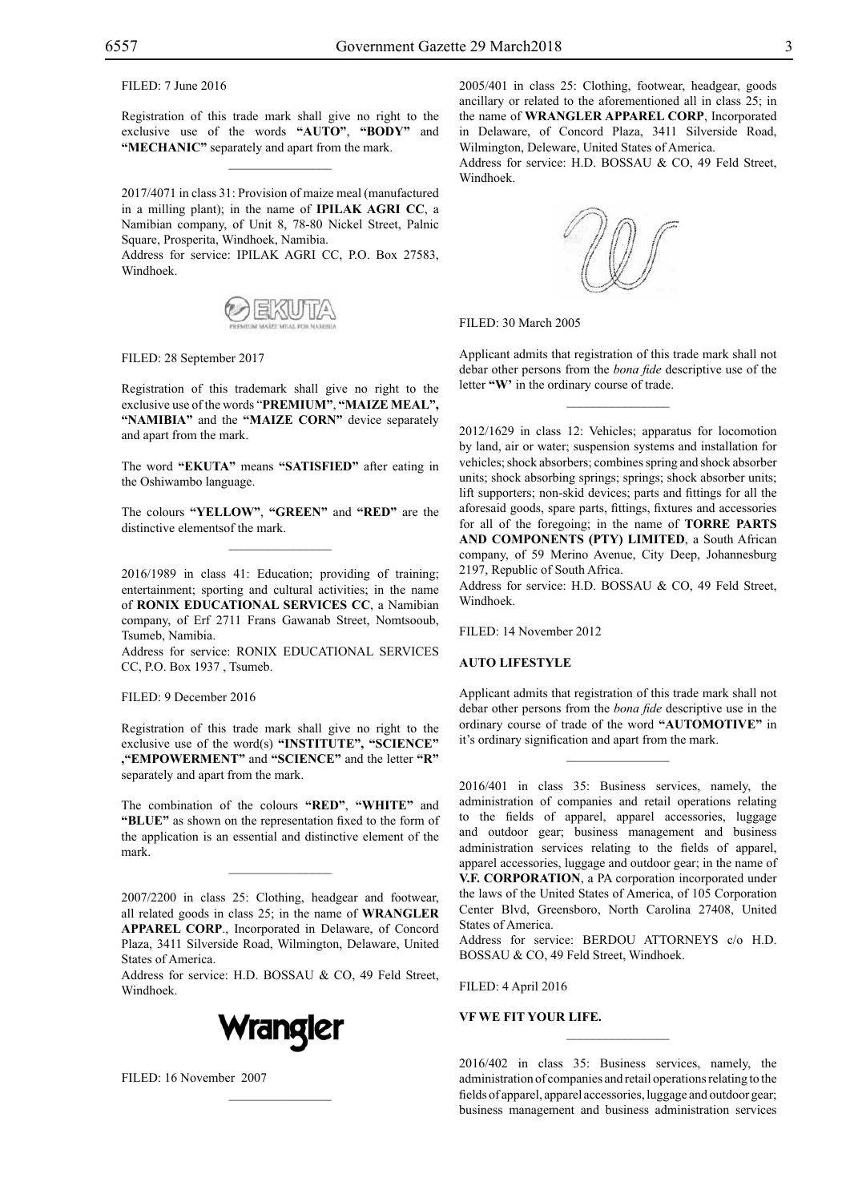FILED: 7 June 2016

Registration of this trade mark shall give no right to the exclusive use of the words **"AUTO"**, **"BODY"** and **"MECHANIC"** separately and apart from the mark.

---

2017/4071 in class 31: Provision of maize meal (manufactured in a milling plant); in the name of **IPILAK AGRI CC**, a Namibian company, of Unit 8, 78-80 Nickel Street, Palnic Square, Prosperita, Windhoek, Namibia.
Address for service: IPILAK AGRI CC, P.O. Box 27583, Windhoek.

FILED: 28 September 2017

Registration of this trademark shall give no right to the exclusive use of the words "**PREMIUM"**, **"MAIZE MEAL", "NAMIBIA"** and the **"MAIZE CORN"** device separately and apart from the mark.

The word **"EKUTA"** means **"SATISFIED"** after eating in the Oshiwambo language.

The colours **"YELLOW"**, **"GREEN"** and **"RED"** are the distinctive elementsof the mark.

---

2016/1989 in class 41: Education; providing of training; entertainment; sporting and cultural activities; in the name of **RONIX EDUCATIONAL SERVICES CC**, a Namibian company, of Erf 2711 Frans Gawanab Street, Nomtsooub, Tsumeb, Namibia.
Address for service: RONIX EDUCATIONAL SERVICES CC, P.O. Box 1937 , Tsumeb.

FILED: 9 December 2016

Registration of this trade mark shall give no right to the exclusive use of the word(s) **"INSTITUTE", "SCIENCE" ,"EMPOWERMENT"** and **"SCIENCE"** and the letter **"R"** separately and apart from the mark.

The combination of the colours **"RED"**, **"WHITE"** and **"BLUE"** as shown on the representation fixed to the form of the application is an essential and distinctive element of the mark.

---

2007/2200 in class 25: Clothing, headgear and footwear, all related goods in class 25; in the name of **WRANGLER APPAREL CORP**., Incorporated in Delaware, of Concord Plaza, 3411 Silverside Road, Wilmington, Delaware, United States of America.
Address for service: H.D. BOSSAU & CO, 49 Feld Street, Windhoek.

FILED: 16 November 2007

---

2005/401 in class 25: Clothing, footwear, headgear, goods ancillary or related to the aforementioned all in class 25; in the name of **WRANGLER APPAREL CORP**, Incorporated in Delaware, of Concord Plaza, 3411 Silverside Road, Wilmington, Deleware, United States of America.
Address for service: H.D. BOSSAU & CO, 49 Feld Street, Windhoek.

FILED: 30 March 2005

Applicant admits that registration of this trade mark shall not debar other persons from the *bona fide* descriptive use of the letter **"W'** in the ordinary course of trade.

---

2012/1629 in class 12: Vehicles; apparatus for locomotion by land, air or water; suspension systems and installation for vehicles; shock absorbers; combines spring and shock absorber units; shock absorbing springs; springs; shock absorber units; lift supporters; non-skid devices; parts and fittings for all the aforesaid goods, spare parts, fittings, fixtures and accessories for all of the foregoing; in the name of **TORRE PARTS AND COMPONENTS (PTY) LIMITED**, a South African company, of 59 Merino Avenue, City Deep, Johannesburg 2197, Republic of South Africa.
Address for service: H.D. BOSSAU & CO, 49 Feld Street, Windhoek.

FILED: 14 November 2012

**AUTO LIFESTYLE**

Applicant admits that registration of this trade mark shall not debar other persons from the *bona fide* descriptive use in the ordinary course of trade of the word **"AUTOMOTIVE"** in it's ordinary signification and apart from the mark.

---

2016/401 in class 35: Business services, namely, the administration of companies and retail operations relating to the fields of apparel, apparel accessories, luggage and outdoor gear; business management and business administration services relating to the fields of apparel, apparel accessories, luggage and outdoor gear; in the name of **V.F. CORPORATION**, a PA corporation incorporated under the laws of the United States of America, of 105 Corporation Center Blvd, Greensboro, North Carolina 27408, United States of America.
Address for service: BERDOU ATTORNEYS c/o H.D. BOSSAU & CO, 49 Feld Street, Windhoek.

FILED: 4 April 2016

**VF WE FIT YOUR LIFE.**

---

2016/402 in class 35: Business services, namely, the administration of companies and retail operations relating to the fields of apparel, apparel accessories, luggage and outdoor gear; business management and business administration services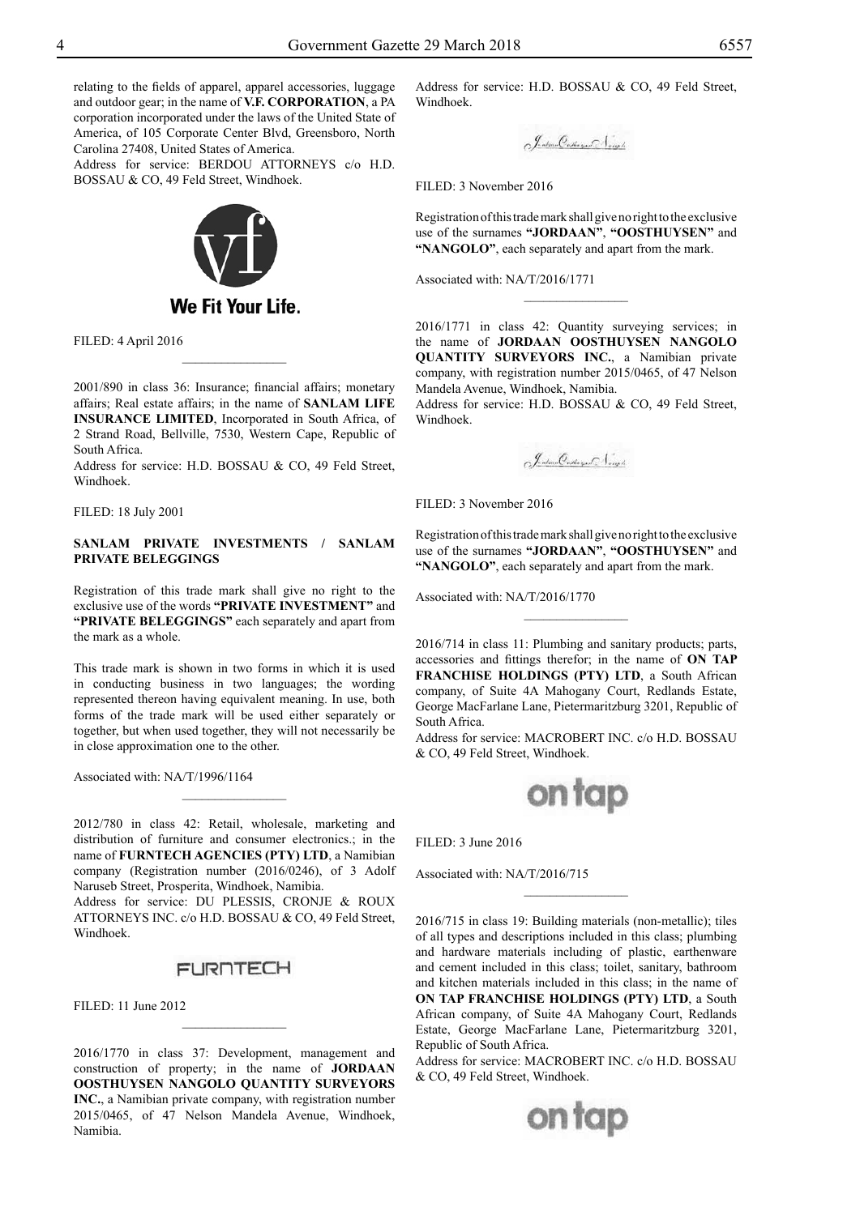relating to the fields of apparel, apparel accessories, luggage and outdoor gear; in the name of **V.F. CORPORATION**, a PA corporation incorporated under the laws of the United State of America, of 105 Corporate Center Blvd, Greensboro, North Carolina 27408, United States of America.
Address for service: BERDOU ATTORNEYS c/o H.D. BOSSAU & CO, 49 Feld Street, Windhoek.

vf
We Fit Your Life.

FILED: 4 April 2016

---

2001/890 in class 36: Insurance; financial affairs; monetary affairs; Real estate affairs; in the name of **SANLAM LIFE INSURANCE LIMITED**, Incorporated in South Africa, of 2 Strand Road, Bellville, 7530, Western Cape, Republic of South Africa.
Address for service: H.D. BOSSAU & CO, 49 Feld Street, Windhoek.

FILED: 18 July 2001

**SANLAM PRIVATE INVESTMENTS / SANLAM PRIVATE BELEGGINGS**

Registration of this trade mark shall give no right to the exclusive use of the words **"PRIVATE INVESTMENT"** and **"PRIVATE BELEGGINGS"** each separately and apart from the mark as a whole.

This trade mark is shown in two forms in which it is used in conducting business in two languages; the wording represented thereon having equivalent meaning. In use, both forms of the trade mark will be used either separately or together, but when used together, they will not necessarily be in close approximation one to the other.

Associated with: NA/T/1996/1164

---

2012/780 in class 42: Retail, wholesale, marketing and distribution of furniture and consumer electronics.; in the name of **FURNTECH AGENCIES (PTY) LTD**, a Namibian company (Registration number (2016/0246), of 3 Adolf Naruseb Street, Prosperita, Windhoek, Namibia.
Address for service: DU PLESSIS, CRONJE & ROUX ATTORNEYS INC. c/o H.D. BOSSAU & CO, 49 Feld Street, Windhoek.

FURNTECH

FILED: 11 June 2012

---

2016/1770 in class 37: Development, management and construction of property; in the name of **JORDAAN OOSTHUYSEN NANGOLO QUANTITY SURVEYORS INC.**, a Namibian private company, with registration number 2015/0465, of 47 Nelson Mandela Avenue, Windhoek, Namibia.
Address for service: H.D. BOSSAU & CO, 49 Feld Street, Windhoek.

Jordaan Oosthuysen Nangolo

FILED: 3 November 2016

Registration of this trade mark shall give no right to the exclusive use of the surnames **"JORDAAN"**, **"OOSTHUYSEN"** and **"NANGOLO"**, each separately and apart from the mark.

Associated with: NA/T/2016/1771

---

2016/1771 in class 42: Quantity surveying services; in the name of **JORDAAN OOSTHUYSEN NANGOLO QUANTITY SURVEYORS INC.**, a Namibian private company, with registration number 2015/0465, of 47 Nelson Mandela Avenue, Windhoek, Namibia.
Address for service: H.D. BOSSAU & CO, 49 Feld Street, Windhoek.

Jordaan Oosthuysen Nangolo

FILED: 3 November 2016

Registration of this trade mark shall give no right to the exclusive use of the surnames **"JORDAAN"**, **"OOSTHUYSEN"** and **"NANGOLO"**, each separately and apart from the mark.

Associated with: NA/T/2016/1770

---

2016/714 in class 11: Plumbing and sanitary products; parts, accessories and fittings therefor; in the name of **ON TAP FRANCHISE HOLDINGS (PTY) LTD**, a South African company, of Suite 4A Mahogany Court, Redlands Estate, George MacFarlane Lane, Pietermaritzburg 3201, Republic of South Africa.
Address for service: MACROBERT INC. c/o H.D. BOSSAU & CO, 49 Feld Street, Windhoek.

on tap

FILED: 3 June 2016

Associated with: NA/T/2016/715

---

2016/715 in class 19: Building materials (non-metallic); tiles of all types and descriptions included in this class; plumbing and hardware materials including of plastic, earthenware and cement included in this class; toilet, sanitary, bathroom and kitchen materials included in this class; in the name of **ON TAP FRANCHISE HOLDINGS (PTY) LTD**, a South African company, of Suite 4A Mahogany Court, Redlands Estate, George MacFarlane Lane, Pietermaritzburg 3201, Republic of South Africa.
Address for service: MACROBERT INC. c/o H.D. BOSSAU & CO, 49 Feld Street, Windhoek.

on tap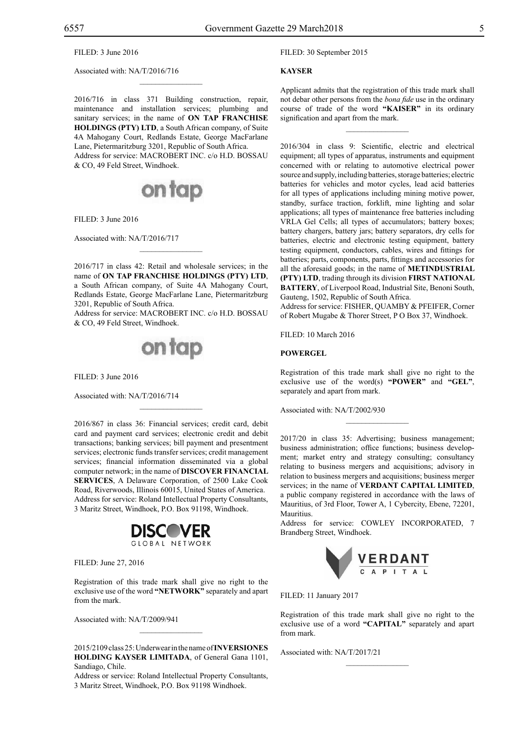FILED: 3 June 2016

Associated with: NA/T/2016/716

---

2016/716 in class 371 Building construction, repair, maintenance and installation services; plumbing and sanitary services; in the name of **ON TAP FRANCHISE HOLDINGS (PTY) LTD**, a South African company, of Suite 4A Mahogany Court, Redlands Estate, George MacFarlane Lane, Pietermaritzburg 3201, Republic of South Africa.
Address for service: MACROBERT INC. c/o H.D. BOSSAU & CO, 49 Feld Street, Windhoek.

on tap

FILED: 3 June 2016

Associated with: NA/T/2016/717

---

2016/717 in class 42: Retail and wholesale services; in the name of **ON TAP FRANCHISE HOLDINGS (PTY) LTD**, a South African company, of Suite 4A Mahogany Court, Redlands Estate, George MacFarlane Lane, Pietermaritzburg 3201, Republic of South Africa.
Address for service: MACROBERT INC. c/o H.D. BOSSAU & CO, 49 Feld Street, Windhoek.

on tap

FILED: 3 June 2016

Associated with: NA/T/2016/714

---

2016/867 in class 36: Financial services; credit card, debit card and payment card services; electronic credit and debit transactions; banking services; bill payment and presentment services; electronic funds transfer services; credit management services; financial information disseminated via a global computer network; in the name of **DISCOVER FINANCIAL SERVICES**, A Delaware Corporation, of 2500 Lake Cook Road, Riverwoods, Illinois 60015, United States of America.
Address for service: Roland Intellectual Property Consultants, 3 Maritz Street, Windhoek, P.O. Box 91198, Windhoek.

DISCOVER
GLOBAL NETWORK

FILED: June 27, 2016

Registration of this trade mark shall give no right to the exclusive use of the word **"NETWORK"** separately and apart from the mark.

Associated with: NA/T/2009/941

---

2015/2109 class 25: Underwear in the name of **INVERSIONES HOLDING KAYSER LIMITADA**, of General Gana 1101, Sandiago, Chile.
Address or service: Roland Intellectual Property Consultants, 3 Maritz Street, Windhoek, P.O. Box 91198 Windhoek.

FILED: 30 September 2015

**KAYSER**

Applicant admits that the registration of this trade mark shall not debar other persons from the *bona fide* use in the ordinary course of trade of the word **"KAISER"** in its ordinary signification and apart from the mark.

---

2016/304 in class 9: Scientific, electric and electrical equipment; all types of apparatus, instruments and equipment concerned with or relating to automotive electrical power source and supply, including batteries, storage batteries; electric batteries for vehicles and motor cycles, lead acid batteries for all types of applications including mining motive power, standby, surface traction, forklift, mine lighting and solar applications; all types of maintenance free batteries including VRLA Gel Cells; all types of accumulators; battery boxes; battery chargers, battery jars; battery separators, dry cells for batteries, electric and electronic testing equipment, battery testing equipment, conductors, cables, wires and fittings for batteries; parts, components, parts, fittings and accessories for all the aforesaid goods; in the name of **METINDUSTRIAL (PTY) LTD**, trading through its division **FIRST NATIONAL BATTERY**, of Liverpool Road, Industrial Site, Benoni South, Gauteng, 1502, Republic of South Africa.
Address for service: FISHER, QUAMBY & PFEIFER, Corner of Robert Mugabe & Thorer Street, P O Box 37, Windhoek.

FILED: 10 March 2016

**POWERGEL**

Registration of this trade mark shall give no right to the exclusive use of the word(s) **"POWER"** and **"GEL"**, separately and apart from mark.

Associated with: NA/T/2002/930

---

2017/20 in class 35: Advertising; business management; business administration; office functions; business development; market entry and strategy consulting; consultancy relating to business mergers and acquisitions; advisory in relation to business mergers and acquisitions; business merger services; in the name of **VERDANT CAPITAL LIMITED**, a public company registered in accordance with the laws of Mauritius, of 3rd Floor, Tower A, 1 Cybercity, Ebene, 72201, Mauritius.
Address for service: COWLEY INCORPORATED, 7 Brandberg Street, Windhoek.

VERDANT
CAPITAL

FILED: 11 January 2017

Registration of this trade mark shall give no right to the exclusive use of a word **"CAPITAL"** separately and apart from mark.

Associated with: NA/T/2017/21

---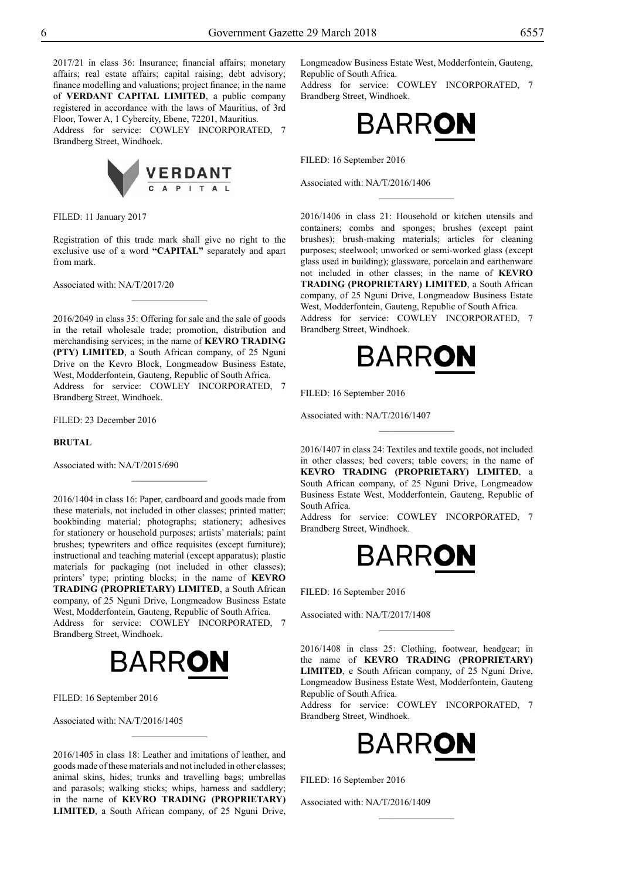2017/21 in class 36: Insurance; financial affairs; monetary affairs; real estate affairs; capital raising; debt advisory; finance modelling and valuations; project finance; in the name of **VERDANT CAPITAL LIMITED**, a public company registered in accordance with the laws of Mauritius, of 3rd Floor, Tower A, 1 Cybercity, Ebene, 72201, Mauritius.
Address for service: COWLEY INCORPORATED, 7 Brandberg Street, Windhoek.

VERDANT CAPITAL

FILED: 11 January 2017

Registration of this trade mark shall give no right to the exclusive use of a word **"CAPITAL"** separately and apart from mark.

Associated with: NA/T/2017/20

---

2016/2049 in class 35: Offering for sale and the sale of goods in the retail wholesale trade; promotion, distribution and merchandising services; in the name of **KEVRO TRADING (PTY) LIMITED**, a South African company, of 25 Nguni Drive on the Kevro Block, Longmeadow Business Estate, West, Modderfontein, Gauteng, Republic of South Africa.
Address for service: COWLEY INCORPORATED, 7 Brandberg Street, Windhoek.

FILED: 23 December 2016

**BRUTAL**

Associated with: NA/T/2015/690

---

2016/1404 in class 16: Paper, cardboard and goods made from these materials, not included in other classes; printed matter; bookbinding material; photographs; stationery; adhesives for stationery or household purposes; artists' materials; paint brushes; typewriters and office requisites (except furniture); instructional and teaching material (except apparatus); plastic materials for packaging (not included in other classes); printers' type; printing blocks; in the name of **KEVRO TRADING (PROPRIETARY) LIMITED**, a South African company, of 25 Nguni Drive, Longmeadow Business Estate West, Modderfontein, Gauteng, Republic of South Africa.
Address for service: COWLEY INCORPORATED, 7 Brandberg Street, Windhoek.

BARRON

FILED: 16 September 2016

Associated with: NA/T/2016/1405

---

2016/1405 in class 18: Leather and imitations of leather, and goods made of these materials and not included in other classes; animal skins, hides; trunks and travelling bags; umbrellas and parasols; walking sticks; whips, harness and saddlery; in the name of **KEVRO TRADING (PROPRIETARY) LIMITED**, a South African company, of 25 Nguni Drive, Longmeadow Business Estate West, Modderfontein, Gauteng, Republic of South Africa.
Address for service: COWLEY INCORPORATED, 7 Brandberg Street, Windhoek.

BARRON

FILED: 16 September 2016

Associated with: NA/T/2016/1406

---

2016/1406 in class 21: Household or kitchen utensils and containers; combs and sponges; brushes (except paint brushes); brush-making materials; articles for cleaning purposes; steelwool; unworked or semi-worked glass (except glass used in building); glassware, porcelain and earthenware not included in other classes; in the name of **KEVRO TRADING (PROPRIETARY) LIMITED**, a South African company, of 25 Nguni Drive, Longmeadow Business Estate West, Modderfontein, Gauteng, Republic of South Africa.
Address for service: COWLEY INCORPORATED, 7 Brandberg Street, Windhoek.

BARRON

FILED: 16 September 2016

Associated with: NA/T/2016/1407

---

2016/1407 in class 24: Textiles and textile goods, not included in other classes; bed covers; table covers; in the name of **KEVRO TRADING (PROPRIETARY) LIMITED**, a South African company, of 25 Nguni Drive, Longmeadow Business Estate West, Modderfontein, Gauteng, Republic of South Africa.
Address for service: COWLEY INCORPORATED, 7 Brandberg Street, Windhoek.

BARRON

FILED: 16 September 2016

Associated with: NA/T/2017/1408

---

2016/1408 in class 25: Clothing, footwear, headgear; in the name of **KEVRO TRADING (PROPRIETARY) LIMITED**, e South African company, of 25 Nguni Drive, Longmeadow Business Estate West, Modderfontein, Gauteng Republic of South Africa.
Address for service: COWLEY INCORPORATED, 7 Brandberg Street, Windhoek.

BARRON

FILED: 16 September 2016

Associated with: NA/T/2016/1409

---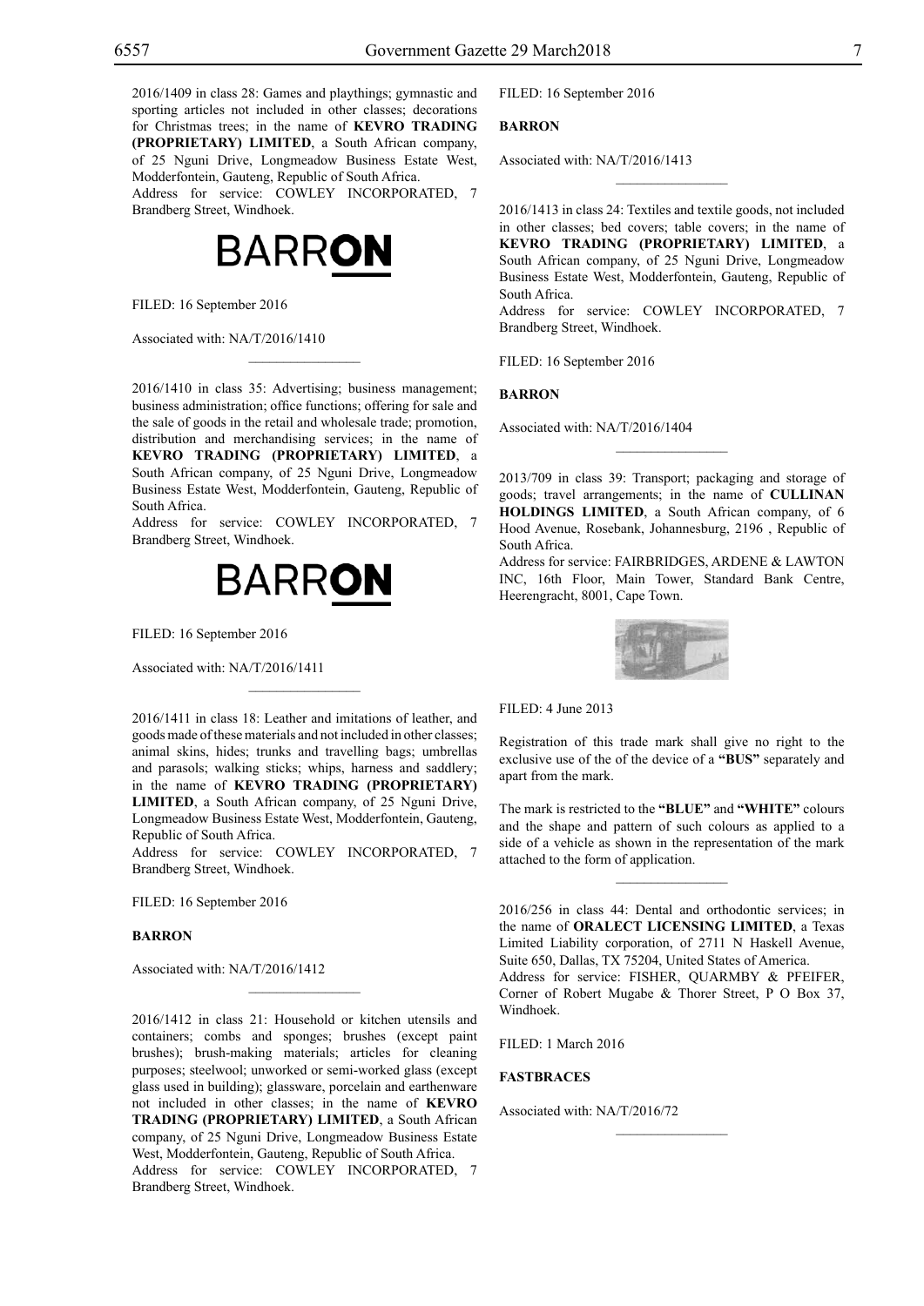2016/1409 in class 28: Games and playthings; gymnastic and sporting articles not included in other classes; decorations for Christmas trees; in the name of **KEVRO TRADING (PROPRIETARY) LIMITED**, a South African company, of 25 Nguni Drive, Longmeadow Business Estate West, Modderfontein, Gauteng, Republic of South Africa.
Address for service: COWLEY INCORPORATED, 7 Brandberg Street, Windhoek.

BARRON

FILED: 16 September 2016

Associated with: NA/T/2016/1410

2016/1410 in class 35: Advertising; business management; business administration; office functions; offering for sale and the sale of goods in the retail and wholesale trade; promotion, distribution and merchandising services; in the name of **KEVRO TRADING (PROPRIETARY) LIMITED**, a South African company, of 25 Nguni Drive, Longmeadow Business Estate West, Modderfontein, Gauteng, Republic of South Africa.
Address for service: COWLEY INCORPORATED, 7 Brandberg Street, Windhoek.

BARRON

FILED: 16 September 2016

Associated with: NA/T/2016/1411

2016/1411 in class 18: Leather and imitations of leather, and goods made of these materials and not included in other classes; animal skins, hides; trunks and travelling bags; umbrellas and parasols; walking sticks; whips, harness and saddlery; in the name of **KEVRO TRADING (PROPRIETARY) LIMITED**, a South African company, of 25 Nguni Drive, Longmeadow Business Estate West, Modderfontein, Gauteng, Republic of South Africa.
Address for service: COWLEY INCORPORATED, 7 Brandberg Street, Windhoek.

FILED: 16 September 2016

**BARRON**

Associated with: NA/T/2016/1412

2016/1412 in class 21: Household or kitchen utensils and containers; combs and sponges; brushes (except paint brushes); brush-making materials; articles for cleaning purposes; steelwool; unworked or semi-worked glass (except glass used in building); glassware, porcelain and earthenware not included in other classes; in the name of **KEVRO TRADING (PROPRIETARY) LIMITED**, a South African company, of 25 Nguni Drive, Longmeadow Business Estate West, Modderfontein, Gauteng, Republic of South Africa.
Address for service: COWLEY INCORPORATED, 7 Brandberg Street, Windhoek.

FILED: 16 September 2016

**BARRON**

Associated with: NA/T/2016/1413

2016/1413 in class 24: Textiles and textile goods, not included in other classes; bed covers; table covers; in the name of **KEVRO TRADING (PROPRIETARY) LIMITED**, a South African company, of 25 Nguni Drive, Longmeadow Business Estate West, Modderfontein, Gauteng, Republic of South Africa.
Address for service: COWLEY INCORPORATED, 7 Brandberg Street, Windhoek.

FILED: 16 September 2016

**BARRON**

Associated with: NA/T/2016/1404

2013/709 in class 39: Transport; packaging and storage of goods; travel arrangements; in the name of **CULLINAN HOLDINGS LIMITED**, a South African company, of 6 Hood Avenue, Rosebank, Johannesburg, 2196 , Republic of South Africa.
Address for service: FAIRBRIDGES, ARDENE & LAWTON INC, 16th Floor, Main Tower, Standard Bank Centre, Heerengracht, 8001, Cape Town.

FILED: 4 June 2013

Registration of this trade mark shall give no right to the exclusive use of the of the device of a **"BUS"** separately and apart from the mark.

The mark is restricted to the **"BLUE"** and **"WHITE"** colours and the shape and pattern of such colours as applied to a side of a vehicle as shown in the representation of the mark attached to the form of application.

2016/256 in class 44: Dental and orthodontic services; in the name of **ORALECT LICENSING LIMITED**, a Texas Limited Liability corporation, of 2711 N Haskell Avenue, Suite 650, Dallas, TX 75204, United States of America.
Address for service: FISHER, QUARMBY & PFEIFER, Corner of Robert Mugabe & Thorer Street, P O Box 37, Windhoek.

FILED: 1 March 2016

**FASTBRACES**

Associated with: NA/T/2016/72